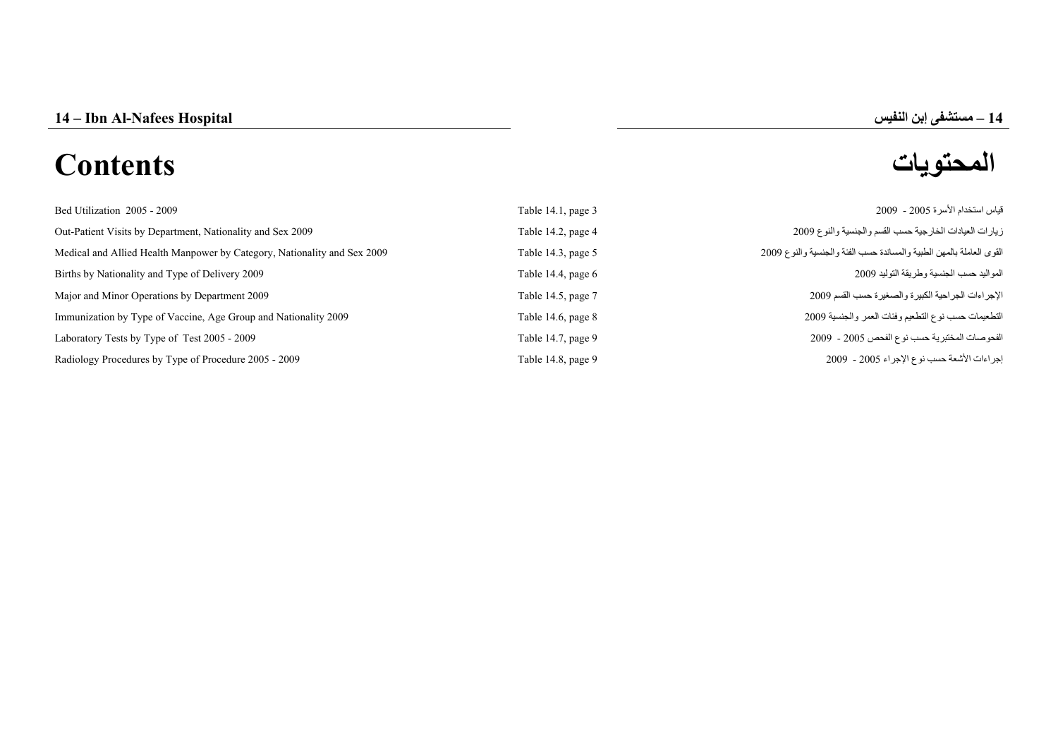# 14 – Ibn Al-Nafees Hospital

# 14 – مستشفى إبن النفيس

# Contents

# المحتويات

| | | |
|---|---|---|
| Bed Utilization 2005 - 2009 | Table 14.1, page 3 | قياس استخدام الأسرة 2005 - 2009 |
| Out-Patient Visits by Department, Nationality and Sex 2009 | Table 14.2, page 4 | زيارات العيادات الخارجية حسب القسم والجنسية والنوع 2009 |
| Medical and Allied Health Manpower by Category, Nationality and Sex 2009 | Table 14.3, page 5 | القوى العاملة بالمهن الطبية والمساندة حسب الفئة والجنسية والنوع 2009 |
| Births by Nationality and Type of Delivery 2009 | Table 14.4, page 6 | المواليد حسب الجنسية وطريقة التوليد 2009 |
| Major and Minor Operations by Department 2009 | Table 14.5, page 7 | الإجراءات الجراحية الكبيرة والصغيرة حسب القسم 2009 |
| Immunization by Type of Vaccine, Age Group and Nationality 2009 | Table 14.6, page 8 | التطعيمات حسب نوع التطعيم وفئات العمر والجنسية 2009 |
| Laboratory Tests by Type of Test 2005 - 2009 | Table 14.7, page 9 | الفحوصات المختبرية حسب نوع الفحص 2005 - 2009 |
| Radiology Procedures by Type of Procedure 2005 - 2009 | Table 14.8, page 9 | إجراءات الأشعة حسب نوع الإجراء 2005 - 2009 |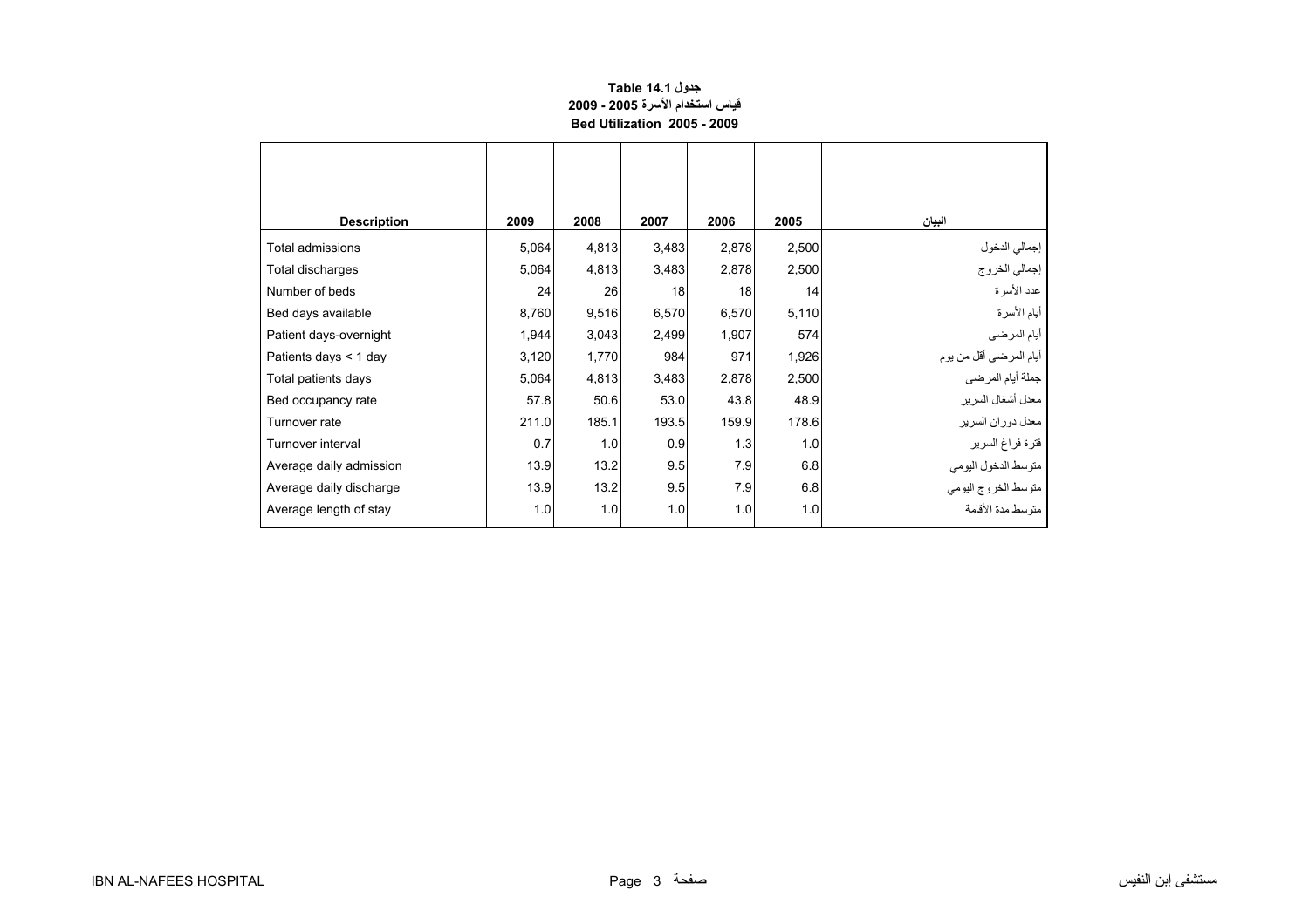**جدول 14.1 Table**

**قياس استخدام الأسرة 2005 - 2009**

**Bed Utilization 2005 - 2009**

| Description | 2009 | 2008 | 2007 | 2006 | 2005 | البيان |
|---|---|---|---|---|---|---|
| Total admissions | 5,064 | 4,813 | 3,483 | 2,878 | 2,500 | إجمالي الدخول |
| Total discharges | 5,064 | 4,813 | 3,483 | 2,878 | 2,500 | إجمالي الخروج |
| Number of beds | 24 | 26 | 18 | 18 | 14 | عدد الأسرة |
| Bed days available | 8,760 | 9,516 | 6,570 | 6,570 | 5,110 | أيام الأسرة |
| Patient days-overnight | 1,944 | 3,043 | 2,499 | 1,907 | 574 | أيام المرضى |
| Patients days < 1 day | 3,120 | 1,770 | 984 | 971 | 1,926 | أيام المرضى أقل من يوم |
| Total patients days | 5,064 | 4,813 | 3,483 | 2,878 | 2,500 | جملة أيام المرضى |
| Bed occupancy rate | 57.8 | 50.6 | 53.0 | 43.8 | 48.9 | معدل أشغال السرير |
| Turnover rate | 211.0 | 185.1 | 193.5 | 159.9 | 178.6 | معدل دوران السرير |
| Turnover interval | 0.7 | 1.0 | 0.9 | 1.3 | 1.0 | فترة فراغ السرير |
| Average daily admission | 13.9 | 13.2 | 9.5 | 7.9 | 6.8 | متوسط الدخول اليومي |
| Average daily discharge | 13.9 | 13.2 | 9.5 | 7.9 | 6.8 | متوسط الخروج اليومي |
| Average length of stay | 1.0 | 1.0 | 1.0 | 1.0 | 1.0 | متوسط مدة الأقامة |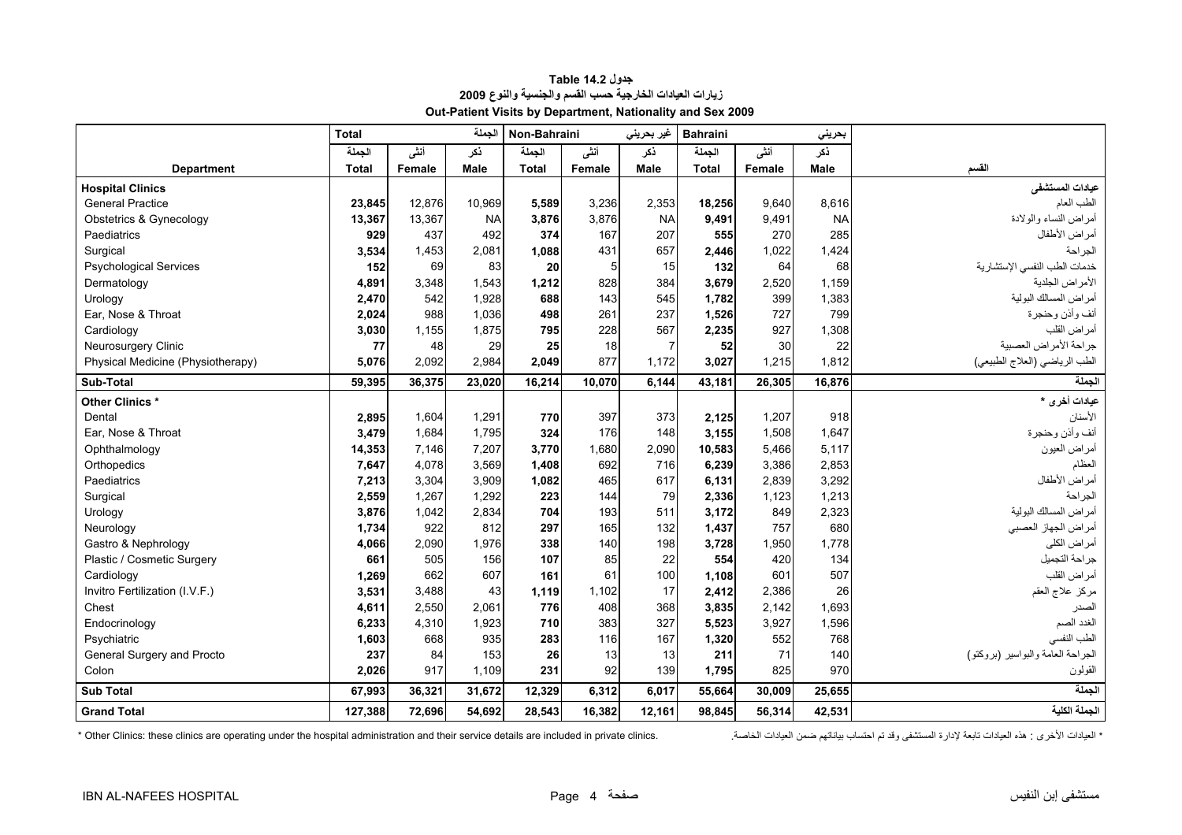## جدول Table 14.2

## زيارات العيادات الخارجية حسب القسم والجنسية والنوع 2009

## Out-Patient Visits by Department, Nationality and Sex 2009

| | Total | | الجملة | Non-Bahraini | | غير بحريني | Bahraini | | بحريني | |
|---|---|---|---|---|---|---|---|---|---|---|
| | الجملة | أنثى | ذكر | الجملة | أنثى | ذكر | الجملة | أنثى | ذكر | |
| **Department** | **Total** | **Female** | **Male** | **Total** | **Female** | **Male** | **Total** | **Female** | **Male** | **القسم** |
| **Hospital Clinics** | | | | | | | | | | **عيادات المستشفى** |
| General Practice | **23,845** | 12,876 | 10,969 | **5,589** | 3,236 | 2,353 | **18,256** | 9,640 | 8,616 | الطب العام |
| Obstetrics & Gynecology | **13,367** | 13,367 | NA | **3,876** | 3,876 | NA | **9,491** | 9,491 | NA | أمراض النساء والولادة |
| Paediatrics | **929** | 437 | 492 | **374** | 167 | 207 | **555** | 270 | 285 | أمراض الأطفال |
| Surgical | **3,534** | 1,453 | 2,081 | **1,088** | 431 | 657 | **2,446** | 1,022 | 1,424 | الجراحة |
| Psychological Services | **152** | 69 | 83 | **20** | 5 | 15 | **132** | 64 | 68 | خدمات الطب النفسي الإستشارية |
| Dermatology | **4,891** | 3,348 | 1,543 | **1,212** | 828 | 384 | **3,679** | 2,520 | 1,159 | الأمراض الجلدية |
| Urology | **2,470** | 542 | 1,928 | **688** | 143 | 545 | **1,782** | 399 | 1,383 | أمراض المسالك البولية |
| Ear, Nose & Throat | **2,024** | 988 | 1,036 | **498** | 261 | 237 | **1,526** | 727 | 799 | أنف وأذن وحنجرة |
| Cardiology | **3,030** | 1,155 | 1,875 | **795** | 228 | 567 | **2,235** | 927 | 1,308 | أمراض القلب |
| Neurosurgery Clinic | **77** | 48 | 29 | **25** | 18 | 7 | **52** | 30 | 22 | جراحة الأمراض العصبية |
| Physical Medicine (Physiotherapy) | **5,076** | 2,092 | 2,984 | **2,049** | 877 | 1,172 | **3,027** | 1,215 | 1,812 | الطب الرياضي (العلاج الطبيعي) |
| **Sub-Total** | **59,395** | **36,375** | **23,020** | **16,214** | **10,070** | **6,144** | **43,181** | **26,305** | **16,876** | **الجملة** |
| **Other Clinics \*** | | | | | | | | | | **عيادات أخرى \*** |
| Dental | **2,895** | 1,604 | 1,291 | **770** | 397 | 373 | **2,125** | 1,207 | 918 | الأسنان |
| Ear, Nose & Throat | **3,479** | 1,684 | 1,795 | **324** | 176 | 148 | **3,155** | 1,508 | 1,647 | أنف وأذن وحنجرة |
| Ophthalmology | **14,353** | 7,146 | 7,207 | **3,770** | 1,680 | 2,090 | **10,583** | 5,466 | 5,117 | أمراض العيون |
| Orthopedics | **7,647** | 4,078 | 3,569 | **1,408** | 692 | 716 | **6,239** | 3,386 | 2,853 | العظام |
| Paediatrics | **7,213** | 3,304 | 3,909 | **1,082** | 465 | 617 | **6,131** | 2,839 | 3,292 | أمراض الأطفال |
| Surgical | **2,559** | 1,267 | 1,292 | **223** | 144 | 79 | **2,336** | 1,123 | 1,213 | الجراحة |
| Urology | **3,876** | 1,042 | 2,834 | **704** | 193 | 511 | **3,172** | 849 | 2,323 | أمراض المسالك البولية |
| Neurology | **1,734** | 922 | 812 | **297** | 165 | 132 | **1,437** | 757 | 680 | أمراض الجهاز العصبي |
| Gastro & Nephrology | **4,066** | 2,090 | 1,976 | **338** | 140 | 198 | **3,728** | 1,950 | 1,778 | أمراض الكلى |
| Plastic / Cosmetic Surgery | **661** | 505 | 156 | **107** | 85 | 22 | **554** | 420 | 134 | جراحة التجميل |
| Cardiology | **1,269** | 662 | 607 | **161** | 61 | 100 | **1,108** | 601 | 507 | أمراض القلب |
| Invitro Fertilization (I.V.F.) | **3,531** | 3,488 | 43 | **1,119** | 1,102 | 17 | **2,412** | 2,386 | 26 | مركز علاج العقم |
| Chest | **4,611** | 2,550 | 2,061 | **776** | 408 | 368 | **3,835** | 2,142 | 1,693 | الصدر |
| Endocrinology | **6,233** | 4,310 | 1,923 | **710** | 383 | 327 | **5,523** | 3,927 | 1,596 | الغدد الصم |
| Psychiatric | **1,603** | 668 | 935 | **283** | 116 | 167 | **1,320** | 552 | 768 | الطب النفسي |
| General Surgery and Procto | **237** | 84 | 153 | **26** | 13 | 13 | **211** | 71 | 140 | الجراحة العامة والبواسير (بروكتو) |
| Colon | **2,026** | 917 | 1,109 | **231** | 92 | 139 | **1,795** | 825 | 970 | القولون |
| **Sub Total** | **67,993** | **36,321** | **31,672** | **12,329** | **6,312** | **6,017** | **55,664** | **30,009** | **25,655** | **الجملة** |
| **Grand Total** | **127,388** | **72,696** | **54,692** | **28,543** | **16,382** | **12,161** | **98,845** | **56,314** | **42,531** | **الجملة الكلية** |

\* Other Clinics: these clinics are operating under the hospital administration and their service details are included in private clinics.

\* العيادات الأخرى : هذه العيادات تابعة لإدارة المستشفى وقد تم احتساب بياناتهم ضمن العيادات الخاصة.

IBN AL-NAFEES HOSPITAL | مستشفى إبن النفيس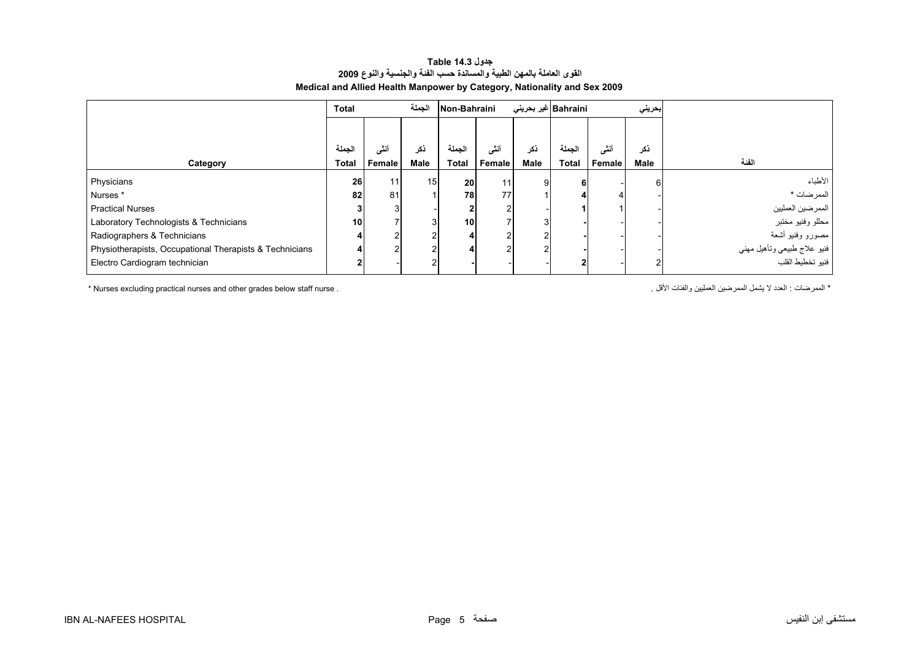**جدول Table 14.3**

**القوى العاملة بالمهن الطبية والمساندة حسب الفئة والجنسية والنوع 2009**

**Medical and Allied Health Manpower by Category, Nationality and Sex 2009**

| | Total | | الجملة | Non-Bahraini | | غير بحريني | Bahraini | | بحريني | |
|---|---|---|---|---|---|---|---|---|---|---|
| Category | الجملة Total | أنثى Female | ذكر Male | الجملة Total | أنثى Female | ذكر Male | الجملة Total | أنثى Female | ذكر Male | الفئة |
| Physicians | **26** | 11 | 15 | **20** | 11 | 9 | **6** | - | 6 | الأطباء |
| Nurses * | **82** | 81 | 1 | **78** | 77 | 1 | **4** | 4 | - | الممرضات * |
| Practical Nurses | **3** | 3 | - | **2** | 2 | - | **1** | 1 | - | الممرضين العمليين |
| Laboratory Technologists & Technicians | **10** | 7 | 3 | **10** | 7 | 3 | **-** | - | - | محللو وفنيو مختبر |
| Radiographers & Technicians | **4** | 2 | 2 | **4** | 2 | 2 | **-** | - | - | مصورو وفنيو أشعة |
| Physiotherapists, Occupational Therapists & Technicians | **4** | 2 | 2 | **4** | 2 | 2 | **-** | - | - | فنيو علاج طبيعي وتأهيل مهني |
| Electro Cardiogram technician | **2** | - | 2 | **-** | - | - | **2** | - | 2 | فنيو تخطيط القلب |

* Nurses excluding practical nurses and other grades below staff nurse .

* الممرضات : العدد لا يشمل الممرضين العمليين والفئات الأقل .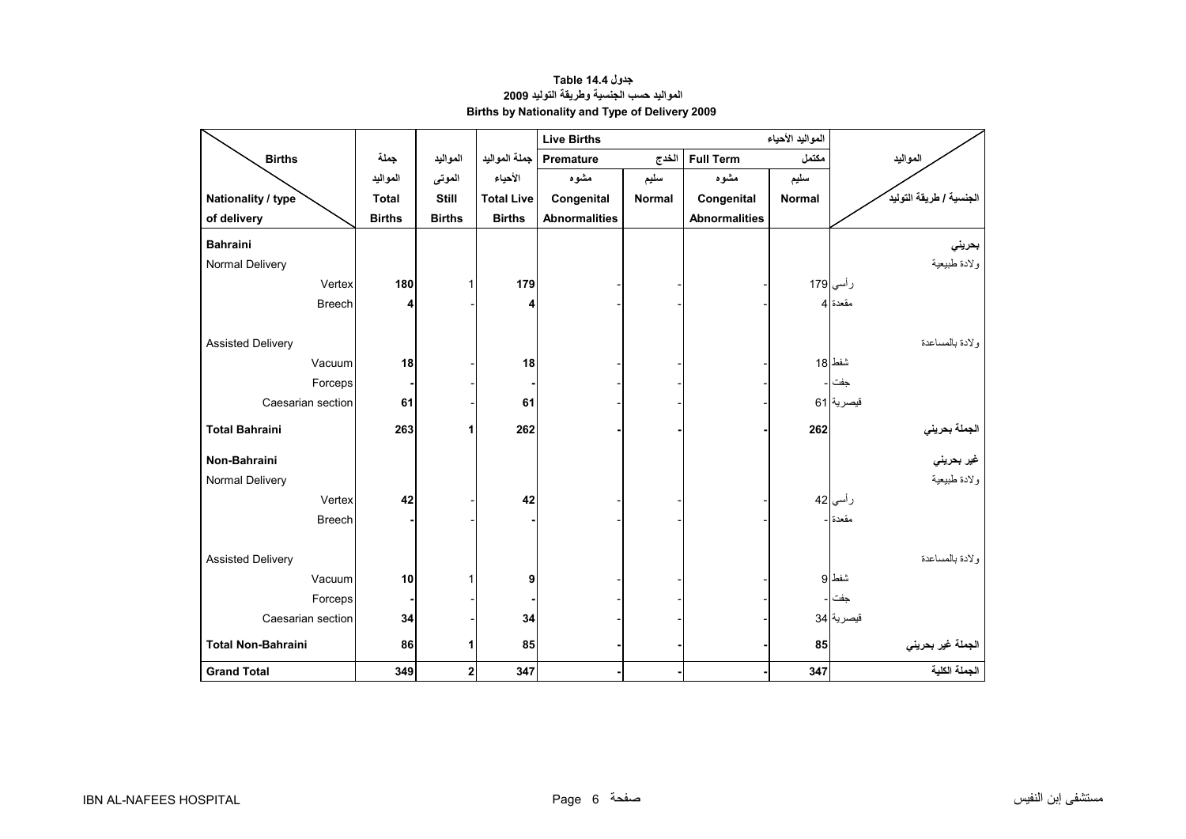**جدول Table 14.4**

**المواليد حسب الجنسية وطريقة التوليد 2009**

**Births by Nationality and Type of Delivery 2009**

| Births / Nationality / type of delivery | جملة المواليد Total Births | المواليد الموتى Still Births | جملة المواليد الأحياء Total Live Births | Live Births المواليد الأحياء — Premature الخدج — مشوه Congenital Abnormalities | Premature الخدج — سليم Normal | Full Term مكتمل — مشوه Congenital Abnormalities | Full Term مكتمل — سليم Normal | المواليد / الجنسية / طريقة التوليد |
|---|---|---|---|---|---|---|---|---|
| **Bahraini** | | | | | | | | **بحريني** |
| Normal Delivery | | | | | | | | ولادة طبيعية |
| Vertex | **180** | 1 | **179** | - | - | - | 179 | رأسي |
| Breech | **4** | - | **4** | - | - | - | 4 | مقعدة |
| Assisted Delivery | | | | | | | | ولادة بالمساعدة |
| Vacuum | **18** | - | **18** | - | - | - | 18 | شفط |
| Forceps | **-** | - | **-** | - | - | - | - | جفت |
| Caesarian section | **61** | - | **61** | - | - | - | 61 | قيصرية |
| **Total Bahraini** | **263** | **1** | **262** | **-** | **-** | **-** | **262** | **الجملة بحريني** |
| **Non-Bahraini** | | | | | | | | **غير بحريني** |
| Normal Delivery | | | | | | | | ولادة طبيعية |
| Vertex | **42** | - | **42** | - | - | - | 42 | رأسي |
| Breech | **-** | - | **-** | - | - | - | - | مقعدة |
| Assisted Delivery | | | | | | | | ولادة بالمساعدة |
| Vacuum | **10** | 1 | **9** | - | - | - | 9 | شفط |
| Forceps | **-** | - | **-** | - | - | - | - | جفت |
| Caesarian section | **34** | - | **34** | - | - | - | 34 | قيصرية |
| **Total Non-Bahraini** | **86** | **1** | **85** | **-** | **-** | **-** | **85** | **الجملة غير بحريني** |
| **Grand Total** | **349** | **2** | **347** | **-** | **-** | **-** | **347** | **الجملة الكلية** |

IBN AL-NAFEES HOSPITAL مستشفى إبن النفيس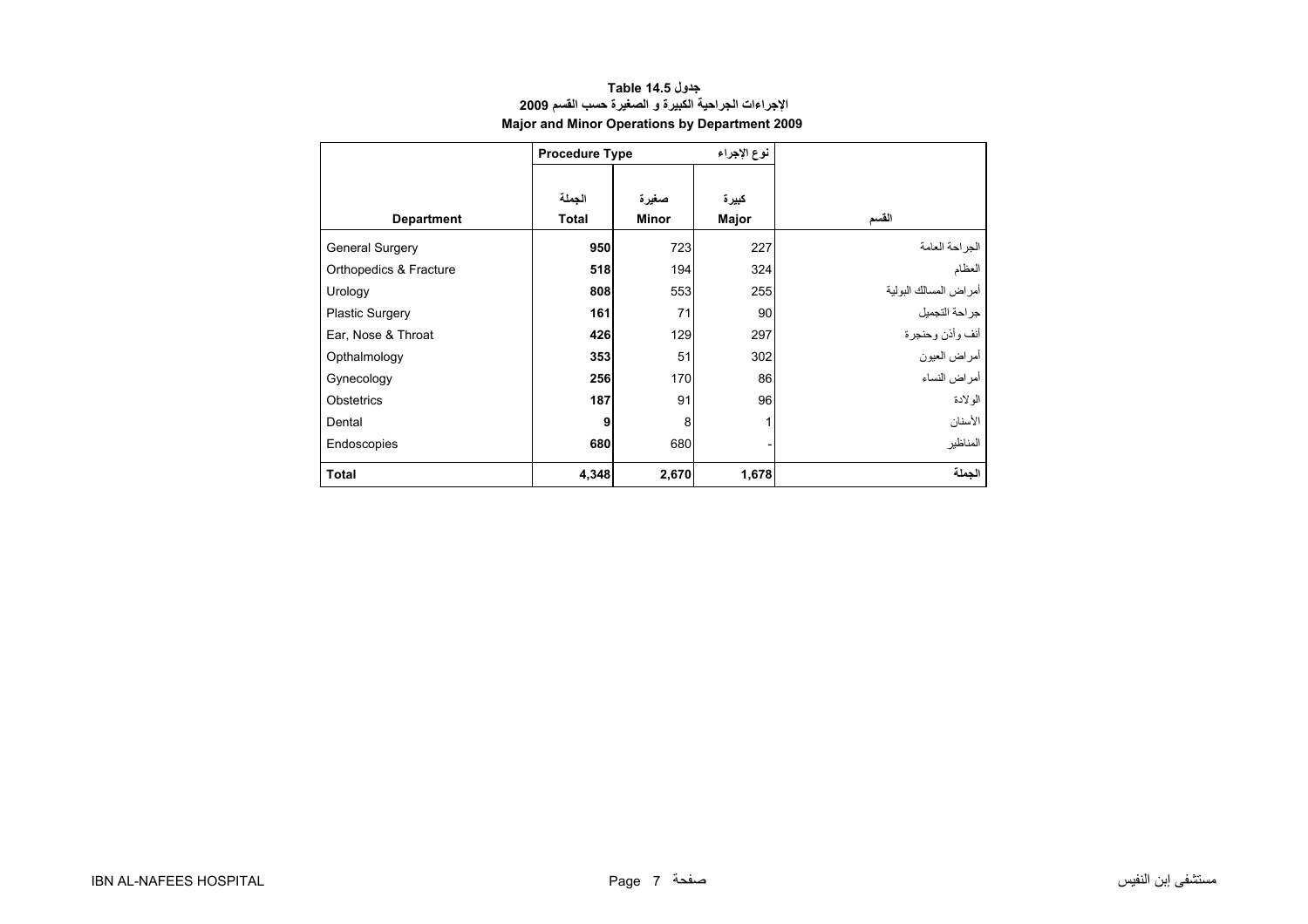**جدول 14.5 Table**

**الاجراءات الجراحية الكبيرة و الصغيرة حسب القسم 2009**

**Major and Minor Operations by Department 2009**

| Department | Procedure Type | | نوع الإجراء | القسم |
|---|---|---|---|---|
| | الجملة Total | صغيرة Minor | كبيرة Major | |
| General Surgery | **950** | 723 | 227 | الجراحة العامة |
| Orthopedics & Fracture | **518** | 194 | 324 | العظام |
| Urology | **808** | 553 | 255 | أمراض المسالك البولية |
| Plastic Surgery | **161** | 71 | 90 | جراحة التجميل |
| Ear, Nose & Throat | **426** | 129 | 297 | أنف وأذن وحنجرة |
| Opthalmology | **353** | 51 | 302 | أمراض العيون |
| Gynecology | **256** | 170 | 86 | أمراض النساء |
| Obstetrics | **187** | 91 | 96 | الولادة |
| Dental | **9** | 8 | 1 | الأسنان |
| Endoscopies | **680** | 680 | - | المناظير |
| **Total** | **4,348** | **2,670** | **1,678** | **الجملة** |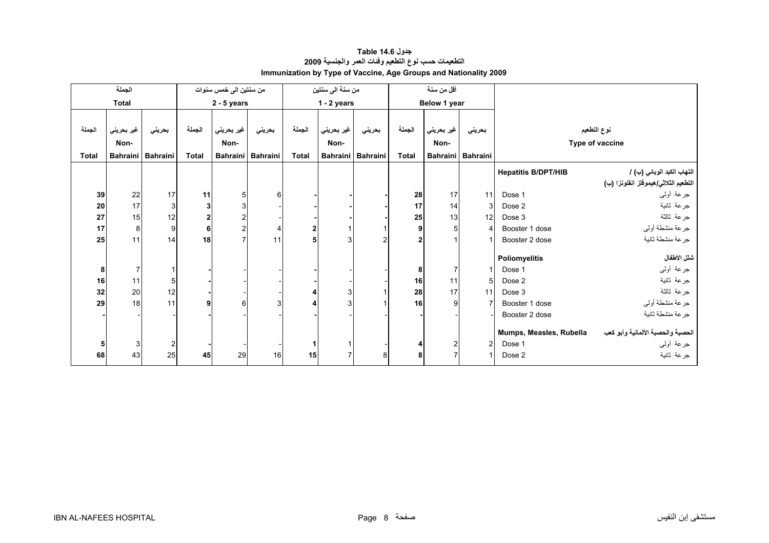**جدول 14.6 Table**

**التطعيمات حسب نوع التطعيم وفئات العمر والجنسية 2009**

**Immunization by Type of Vaccine, Age Groups and Nationality 2009**

| الجملة Total | | | من سنتين الى خمس سنوات 2 - 5 years | | | من سنة الى سنتين 1 - 2 years | | | أقل من سنة Below 1 year | | | نوع التطعيم Type of vaccine | |
|---|---|---|---|---|---|---|---|---|---|---|---|---|---|
| الجملة Total | غير بحريني Non-Bahraini | بحريني Bahraini | الجملة Total | غير بحريني Non-Bahraini | بحريني Bahraini | الجملة Total | غير بحريني Non-Bahraini | بحريني Bahraini | الجملة Total | غير بحريني Non-Bahraini | بحريني Bahraini | | |
| | | | | | | | | | | | | **Hepatitis B/DPT/HIB** | **التهاب الكبد الوبائي (ب) / التطعيم الثلاثي/هيموفلز انفلونزا (ب)** |
| **39** | 22 | 17 | **11** | 5 | 6 | **-** | **-** | **-** | **28** | 17 | 11 | Dose 1 | جرعة أولى |
| **20** | 17 | 3 | **3** | 3 | - | **-** | **-** | **-** | **17** | 14 | 3 | Dose 2 | جرعة ثانية |
| **27** | 15 | 12 | **2** | 2 | - | **-** | **-** | **-** | **25** | 13 | 12 | Dose 3 | جرعة ثالثة |
| **17** | 8 | 9 | **6** | 2 | 4 | **2** | 1 | 1 | **9** | 5 | 4 | Booster 1 dose | جرعة منشطة أولى |
| **25** | 11 | 14 | **18** | 7 | 11 | **5** | 3 | 2 | **2** | 1 | 1 | Booster 2 dose | جرعة منشطة ثانية |
| | | | | | | | | | | | | **Poliomyelitis** | **شلل الأطفال** |
| **8** | 7 | 1 | **-** | - | - | **-** | - | - | **8** | 7 | 1 | Dose 1 | جرعة أولى |
| **16** | 11 | 5 | **-** | - | - | **-** | - | - | **16** | 11 | 5 | Dose 2 | جرعة ثانية |
| **32** | 20 | 12 | **-** | - | - | **4** | 3 | 1 | **28** | 17 | 11 | Dose 3 | جرعة ثالثة |
| **29** | 18 | 11 | **9** | 6 | 3 | **4** | 3 | 1 | **16** | 9 | 7 | Booster 1 dose | جرعة منشطة أولى |
| **-** | - | - | **-** | - | - | **-** | - | - | **-** | - | - | Booster 2 dose | جرعة منشطة ثانية |
| | | | | | | | | | | | | **Mumps, Measles, Rubella** | **الحصبة والحصبة الألمانية وأبو كعب** |
| **5** | 3 | 2 | **-** | - | - | **1** | 1 | - | **4** | 2 | 2 | Dose 1 | جرعة أولى |
| **68** | 43 | 25 | **45** | 29 | 16 | **15** | 7 | 8 | **8** | 7 | 1 | Dose 2 | جرعة ثانية |

IBN AL-NAFEES HOSPITAL — مستشفى إبن النفيس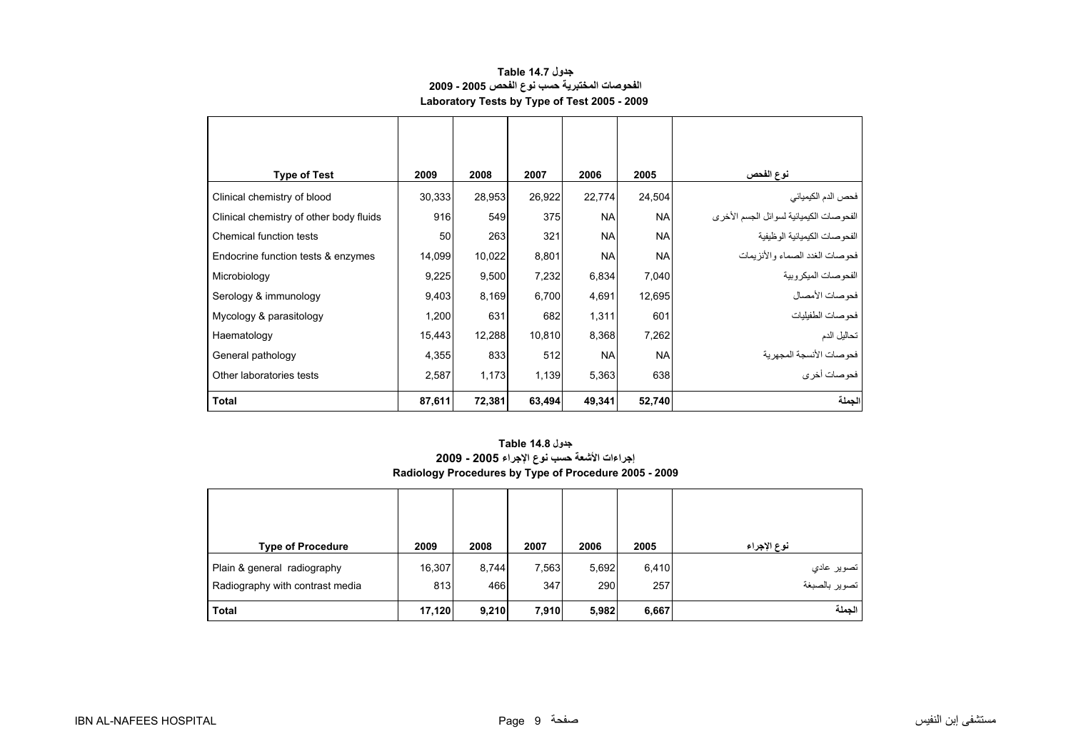**جدول Table 14.7**
**الفحوصات المختبرية حسب نوع الفحص 2005 - 2009**
**Laboratory Tests by Type of Test 2005 - 2009**

| Type of Test | 2009 | 2008 | 2007 | 2006 | 2005 | نوع الفحص |
|---|---|---|---|---|---|---|
| Clinical chemistry of blood | 30,333 | 28,953 | 26,922 | 22,774 | 24,504 | فحص الدم الكيميائي |
| Clinical chemistry of other body fluids | 916 | 549 | 375 | NA | NA | الفحوصات الكيميائية لسوائل الجسم الأخرى |
| Chemical function tests | 50 | 263 | 321 | NA | NA | الفحوصات الكيميائية الوظيفية |
| Endocrine function tests & enzymes | 14,099 | 10,022 | 8,801 | NA | NA | فحوصات الغدد الصماء والأنزيمات |
| Microbiology | 9,225 | 9,500 | 7,232 | 6,834 | 7,040 | الفحوصات الميكروبية |
| Serology & immunology | 9,403 | 8,169 | 6,700 | 4,691 | 12,695 | فحوصات الأمصال |
| Mycology & parasitology | 1,200 | 631 | 682 | 1,311 | 601 | فحوصات الطفيليات |
| Haematology | 15,443 | 12,288 | 10,810 | 8,368 | 7,262 | تحاليل الدم |
| General pathology | 4,355 | 833 | 512 | NA | NA | فحوصات الأنسجة المجهرية |
| Other laboratories tests | 2,587 | 1,173 | 1,139 | 5,363 | 638 | فحوصات أخرى |
| **Total** | **87,611** | **72,381** | **63,494** | **49,341** | **52,740** | **الجملة** |

**جدول Table 14.8**
**إجراءات الأشعة حسب نوع الإجراء 2005 - 2009**
**Radiology Procedures by Type of Procedure 2005 - 2009**

| Type of Procedure | 2009 | 2008 | 2007 | 2006 | 2005 | نوع الإجراء |
|---|---|---|---|---|---|---|
| Plain & general radiography | 16,307 | 8,744 | 7,563 | 5,692 | 6,410 | تصوير عادي |
| Radiography with contrast media | 813 | 466 | 347 | 290 | 257 | تصوير بالصبغة |
| **Total** | **17,120** | **9,210** | **7,910** | **5,982** | **6,667** | **الجملة** |

IBN AL-NAFEES HOSPITAL مستشفى إبن النفيس